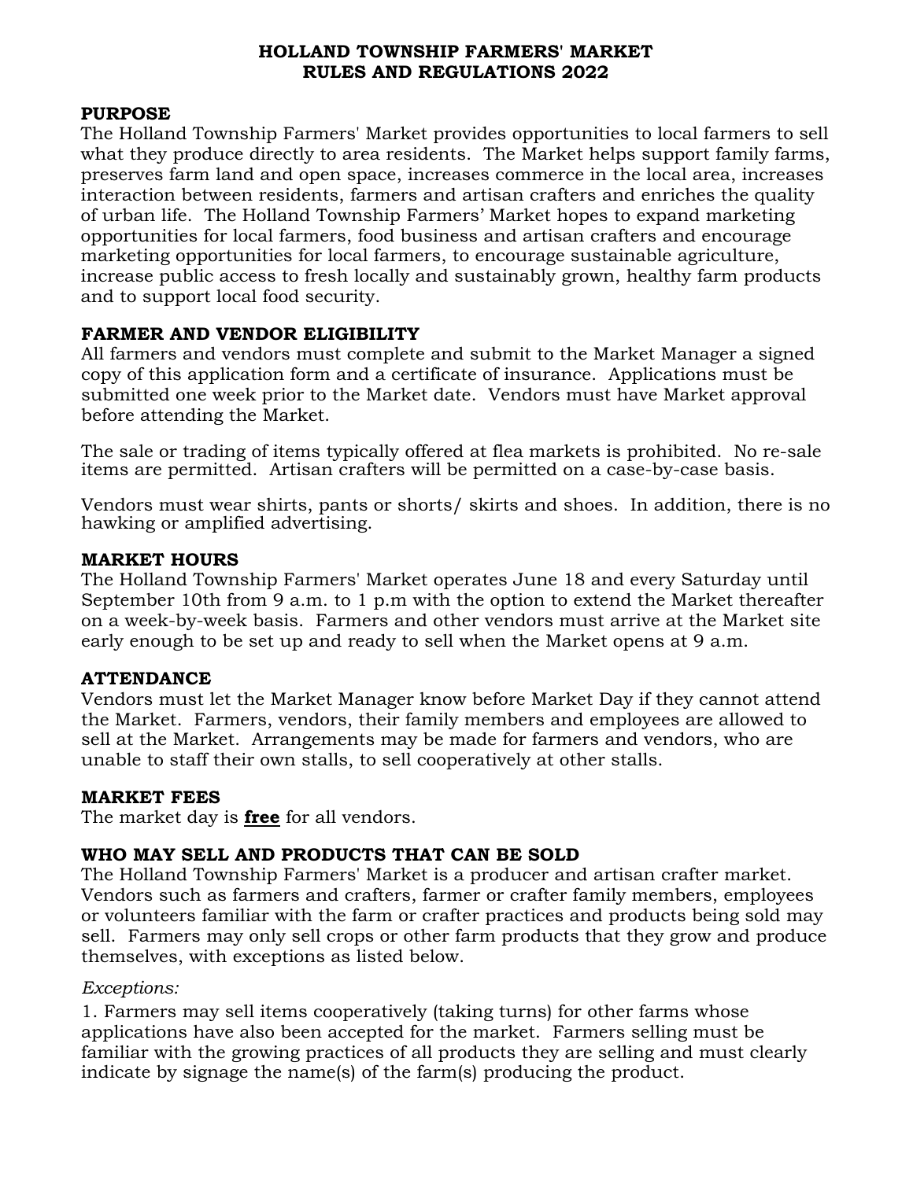# HOLLAND TOWNSHIP FARMERS' MARKET
# RULES AND REGULATIONS 2022

## PURPOSE

The Holland Township Farmers' Market provides opportunities to local farmers to sell what they produce directly to area residents. The Market helps support family farms, preserves farm land and open space, increases commerce in the local area, increases interaction between residents, farmers and artisan crafters and enriches the quality of urban life. The Holland Township Farmers' Market hopes to expand marketing opportunities for local farmers, food business and artisan crafters and encourage marketing opportunities for local farmers, to encourage sustainable agriculture, increase public access to fresh locally and sustainably grown, healthy farm products and to support local food security.

## FARMER AND VENDOR ELIGIBILITY

All farmers and vendors must complete and submit to the Market Manager a signed copy of this application form and a certificate of insurance. Applications must be submitted one week prior to the Market date. Vendors must have Market approval before attending the Market.

The sale or trading of items typically offered at flea markets is prohibited. No re-sale items are permitted. Artisan crafters will be permitted on a case-by-case basis.

Vendors must wear shirts, pants or shorts/ skirts and shoes. In addition, there is no hawking or amplified advertising.

## MARKET HOURS

The Holland Township Farmers' Market operates June 18 and every Saturday until September 10th from 9 a.m. to 1 p.m with the option to extend the Market thereafter on a week-by-week basis. Farmers and other vendors must arrive at the Market site early enough to be set up and ready to sell when the Market opens at 9 a.m.

## ATTENDANCE

Vendors must let the Market Manager know before Market Day if they cannot attend the Market. Farmers, vendors, their family members and employees are allowed to sell at the Market. Arrangements may be made for farmers and vendors, who are unable to staff their own stalls, to sell cooperatively at other stalls.

## MARKET FEES

The market day is **free** for all vendors.

## WHO MAY SELL AND PRODUCTS THAT CAN BE SOLD

The Holland Township Farmers' Market is a producer and artisan crafter market. Vendors such as farmers and crafters, farmer or crafter family members, employees or volunteers familiar with the farm or crafter practices and products being sold may sell. Farmers may only sell crops or other farm products that they grow and produce themselves, with exceptions as listed below.

*Exceptions:*

1. Farmers may sell items cooperatively (taking turns) for other farms whose applications have also been accepted for the market. Farmers selling must be familiar with the growing practices of all products they are selling and must clearly indicate by signage the name(s) of the farm(s) producing the product.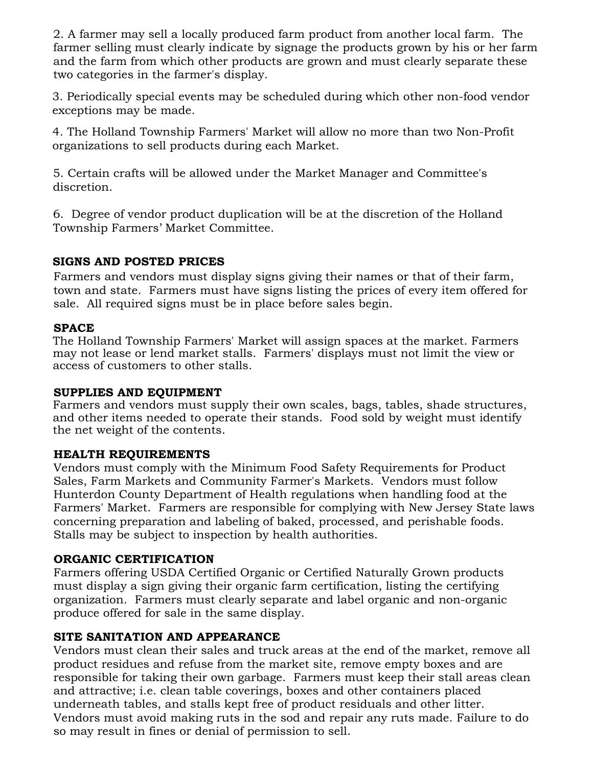2. A farmer may sell a locally produced farm product from another local farm. The farmer selling must clearly indicate by signage the products grown by his or her farm and the farm from which other products are grown and must clearly separate these two categories in the farmer's display.

3. Periodically special events may be scheduled during which other non-food vendor exceptions may be made.

4. The Holland Township Farmers' Market will allow no more than two Non-Profit organizations to sell products during each Market.

5. Certain crafts will be allowed under the Market Manager and Committee's discretion.

6. Degree of vendor product duplication will be at the discretion of the Holland Township Farmers' Market Committee.

**SIGNS AND POSTED PRICES**

Farmers and vendors must display signs giving their names or that of their farm, town and state. Farmers must have signs listing the prices of every item offered for sale. All required signs must be in place before sales begin.

**SPACE**

The Holland Township Farmers' Market will assign spaces at the market. Farmers may not lease or lend market stalls. Farmers' displays must not limit the view or access of customers to other stalls.

**SUPPLIES AND EQUIPMENT**

Farmers and vendors must supply their own scales, bags, tables, shade structures, and other items needed to operate their stands. Food sold by weight must identify the net weight of the contents.

**HEALTH REQUIREMENTS**

Vendors must comply with the Minimum Food Safety Requirements for Product Sales, Farm Markets and Community Farmer's Markets. Vendors must follow Hunterdon County Department of Health regulations when handling food at the Farmers' Market. Farmers are responsible for complying with New Jersey State laws concerning preparation and labeling of baked, processed, and perishable foods. Stalls may be subject to inspection by health authorities.

**ORGANIC CERTIFICATION**

Farmers offering USDA Certified Organic or Certified Naturally Grown products must display a sign giving their organic farm certification, listing the certifying organization. Farmers must clearly separate and label organic and non-organic produce offered for sale in the same display.

**SITE SANITATION AND APPEARANCE**

Vendors must clean their sales and truck areas at the end of the market, remove all product residues and refuse from the market site, remove empty boxes and are responsible for taking their own garbage. Farmers must keep their stall areas clean and attractive; i.e. clean table coverings, boxes and other containers placed underneath tables, and stalls kept free of product residuals and other litter. Vendors must avoid making ruts in the sod and repair any ruts made. Failure to do so may result in fines or denial of permission to sell.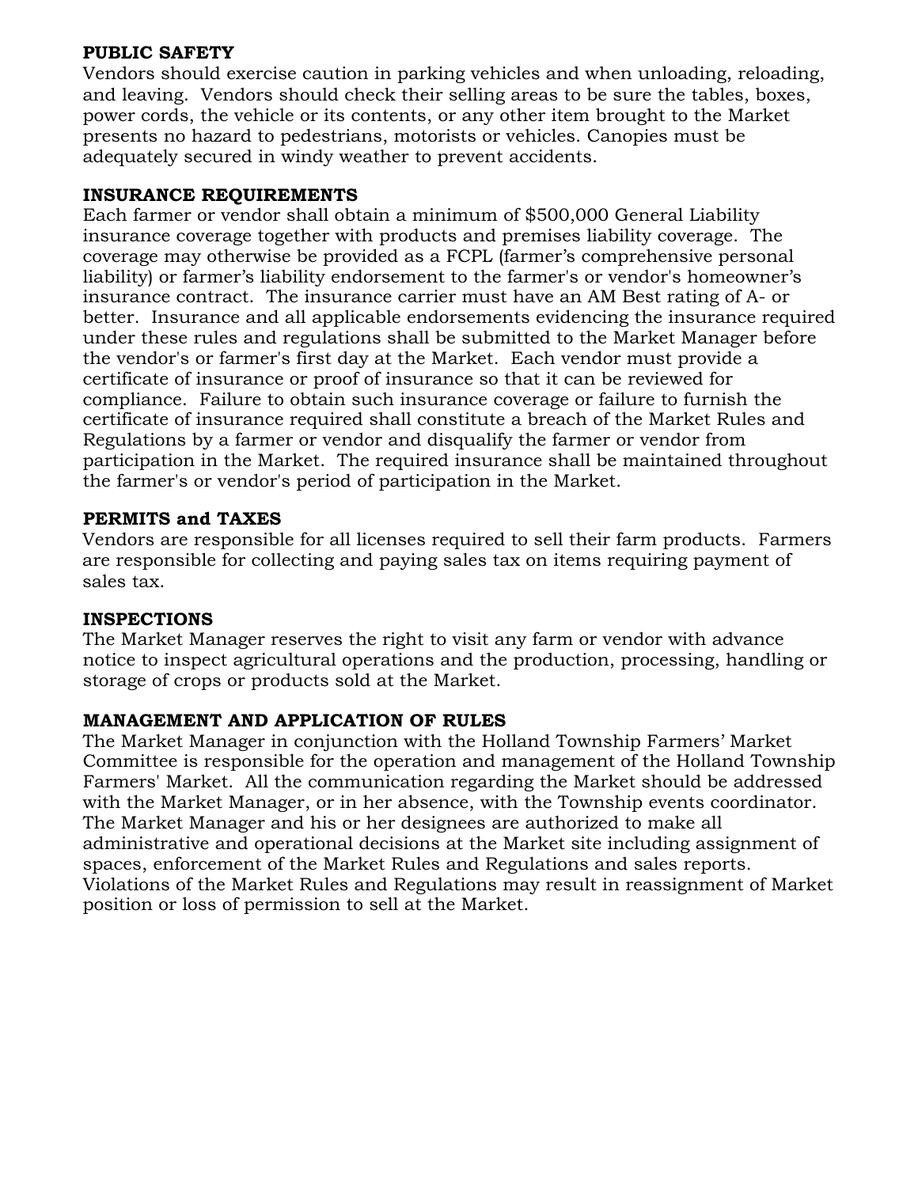**PUBLIC SAFETY**
Vendors should exercise caution in parking vehicles and when unloading, reloading, and leaving. Vendors should check their selling areas to be sure the tables, boxes, power cords, the vehicle or its contents, or any other item brought to the Market presents no hazard to pedestrians, motorists or vehicles. Canopies must be adequately secured in windy weather to prevent accidents.

**INSURANCE REQUIREMENTS**
Each farmer or vendor shall obtain a minimum of $500,000 General Liability insurance coverage together with products and premises liability coverage. The coverage may otherwise be provided as a FCPL (farmer's comprehensive personal liability) or farmer's liability endorsement to the farmer's or vendor's homeowner's insurance contract. The insurance carrier must have an AM Best rating of A- or better. Insurance and all applicable endorsements evidencing the insurance required under these rules and regulations shall be submitted to the Market Manager before the vendor's or farmer's first day at the Market. Each vendor must provide a certificate of insurance or proof of insurance so that it can be reviewed for compliance. Failure to obtain such insurance coverage or failure to furnish the certificate of insurance required shall constitute a breach of the Market Rules and Regulations by a farmer or vendor and disqualify the farmer or vendor from participation in the Market. The required insurance shall be maintained throughout the farmer's or vendor's period of participation in the Market.

**PERMITS and TAXES**
Vendors are responsible for all licenses required to sell their farm products. Farmers are responsible for collecting and paying sales tax on items requiring payment of sales tax.

**INSPECTIONS**
The Market Manager reserves the right to visit any farm or vendor with advance notice to inspect agricultural operations and the production, processing, handling or storage of crops or products sold at the Market.

**MANAGEMENT AND APPLICATION OF RULES**
The Market Manager in conjunction with the Holland Township Farmers' Market Committee is responsible for the operation and management of the Holland Township Farmers' Market. All the communication regarding the Market should be addressed with the Market Manager, or in her absence, with the Township events coordinator. The Market Manager and his or her designees are authorized to make all administrative and operational decisions at the Market site including assignment of spaces, enforcement of the Market Rules and Regulations and sales reports. Violations of the Market Rules and Regulations may result in reassignment of Market position or loss of permission to sell at the Market.